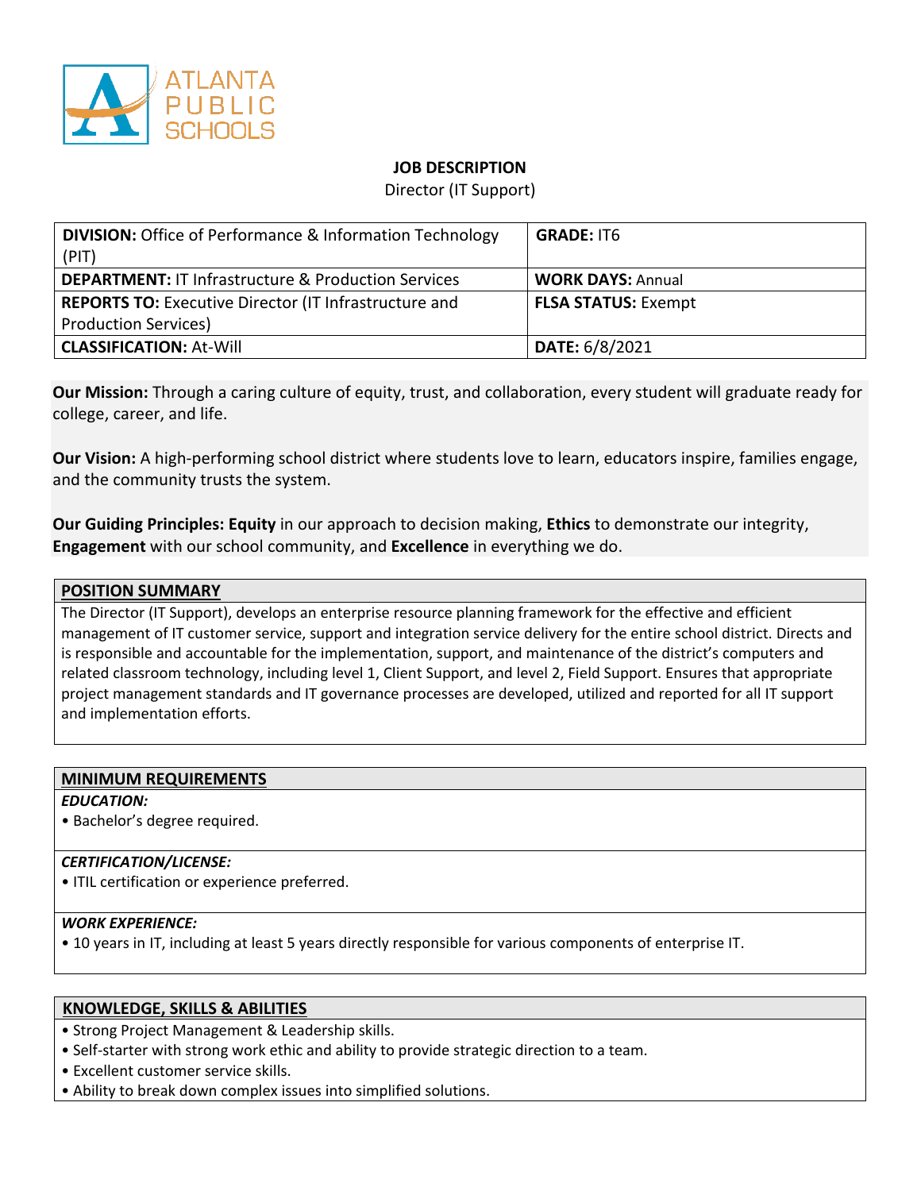ATLANTA PUBLIC SCHOOLS

# JOB DESCRIPTION

Director (IT Support)

| **DIVISION:** Office of Performance & Information Technology (PIT) | **GRADE:** IT6 |
| --- | --- |
| **DEPARTMENT:** IT Infrastructure & Production Services | **WORK DAYS:** Annual |
| **REPORTS TO:** Executive Director (IT Infrastructure and Production Services) | **FLSA STATUS:** Exempt |
| **CLASSIFICATION:** At-Will | **DATE:** 6/8/2021 |

**Our Mission:** Through a caring culture of equity, trust, and collaboration, every student will graduate ready for college, career, and life.

**Our Vision:** A high-performing school district where students love to learn, educators inspire, families engage, and the community trusts the system.

**Our Guiding Principles: Equity** in our approach to decision making, **Ethics** to demonstrate our integrity, **Engagement** with our school community, and **Excellence** in everything we do.

## POSITION SUMMARY

The Director (IT Support), develops an enterprise resource planning framework for the effective and efficient management of IT customer service, support and integration service delivery for the entire school district. Directs and is responsible and accountable for the implementation, support, and maintenance of the district's computers and related classroom technology, including level 1, Client Support, and level 2, Field Support. Ensures that appropriate project management standards and IT governance processes are developed, utilized and reported for all IT support and implementation efforts.

## MINIMUM REQUIREMENTS

***EDUCATION:***

- Bachelor's degree required.

***CERTIFICATION/LICENSE:***

- ITIL certification or experience preferred.

***WORK EXPERIENCE:***

- 10 years in IT, including at least 5 years directly responsible for various components of enterprise IT.

## KNOWLEDGE, SKILLS & ABILITIES

- Strong Project Management & Leadership skills.
- Self-starter with strong work ethic and ability to provide strategic direction to a team.
- Excellent customer service skills.
- Ability to break down complex issues into simplified solutions.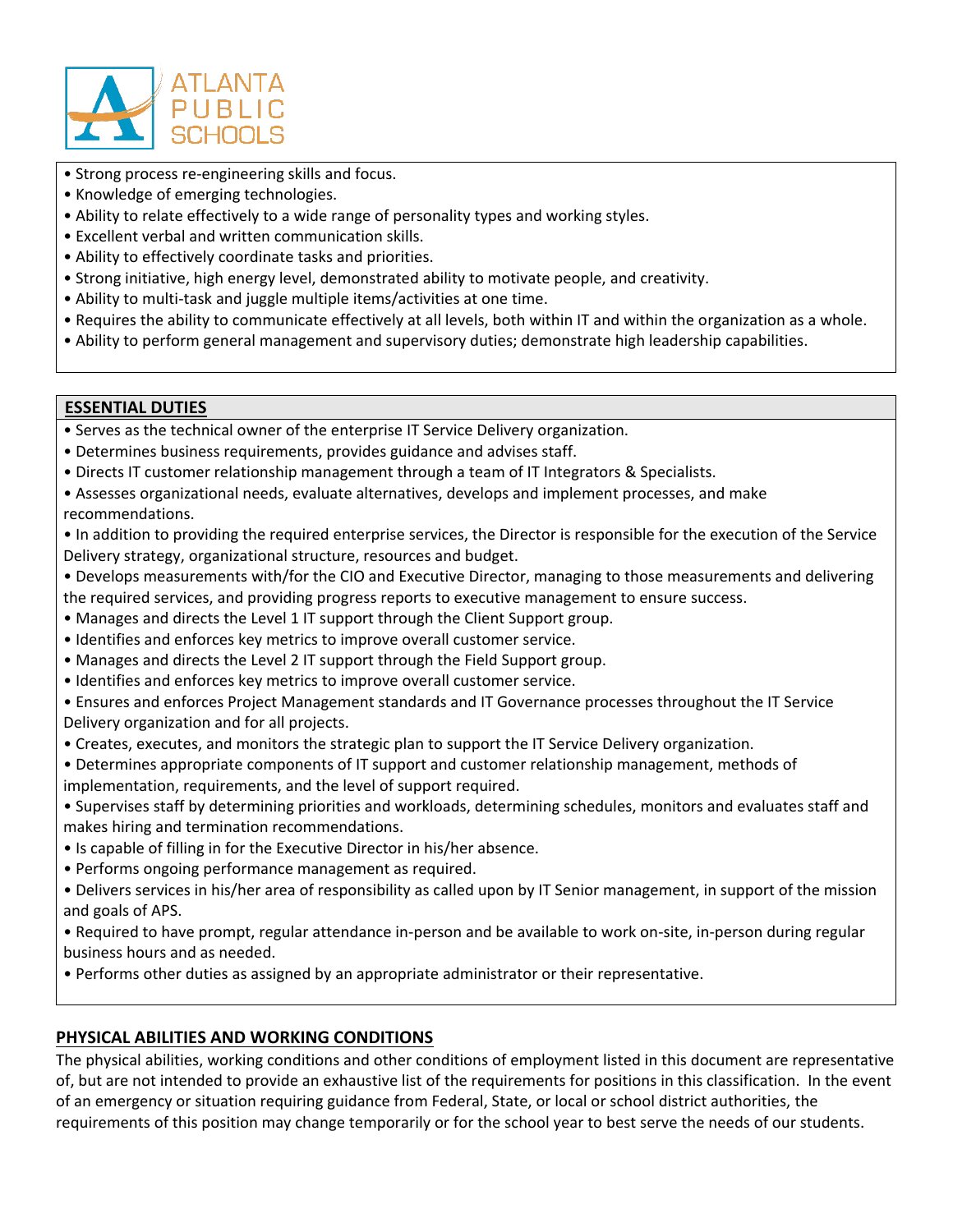- Strong process re-engineering skills and focus.
- Knowledge of emerging technologies.
- Ability to relate effectively to a wide range of personality types and working styles.
- Excellent verbal and written communication skills.
- Ability to effectively coordinate tasks and priorities.
- Strong initiative, high energy level, demonstrated ability to motivate people, and creativity.
- Ability to multi-task and juggle multiple items/activities at one time.
- Requires the ability to communicate effectively at all levels, both within IT and within the organization as a whole.
- Ability to perform general management and supervisory duties; demonstrate high leadership capabilities.

## ESSENTIAL DUTIES

- Serves as the technical owner of the enterprise IT Service Delivery organization.
- Determines business requirements, provides guidance and advises staff.
- Directs IT customer relationship management through a team of IT Integrators & Specialists.
- Assesses organizational needs, evaluate alternatives, develops and implement processes, and make recommendations.
- In addition to providing the required enterprise services, the Director is responsible for the execution of the Service Delivery strategy, organizational structure, resources and budget.
- Develops measurements with/for the CIO and Executive Director, managing to those measurements and delivering the required services, and providing progress reports to executive management to ensure success.
- Manages and directs the Level 1 IT support through the Client Support group.
- Identifies and enforces key metrics to improve overall customer service.
- Manages and directs the Level 2 IT support through the Field Support group.
- Identifies and enforces key metrics to improve overall customer service.
- Ensures and enforces Project Management standards and IT Governance processes throughout the IT Service Delivery organization and for all projects.
- Creates, executes, and monitors the strategic plan to support the IT Service Delivery organization.
- Determines appropriate components of IT support and customer relationship management, methods of implementation, requirements, and the level of support required.
- Supervises staff by determining priorities and workloads, determining schedules, monitors and evaluates staff and makes hiring and termination recommendations.
- Is capable of filling in for the Executive Director in his/her absence.
- Performs ongoing performance management as required.
- Delivers services in his/her area of responsibility as called upon by IT Senior management, in support of the mission and goals of APS.
- Required to have prompt, regular attendance in-person and be available to work on-site, in-person during regular business hours and as needed.
- Performs other duties as assigned by an appropriate administrator or their representative.

## PHYSICAL ABILITIES AND WORKING CONDITIONS

The physical abilities, working conditions and other conditions of employment listed in this document are representative of, but are not intended to provide an exhaustive list of the requirements for positions in this classification. In the event of an emergency or situation requiring guidance from Federal, State, or local or school district authorities, the requirements of this position may change temporarily or for the school year to best serve the needs of our students.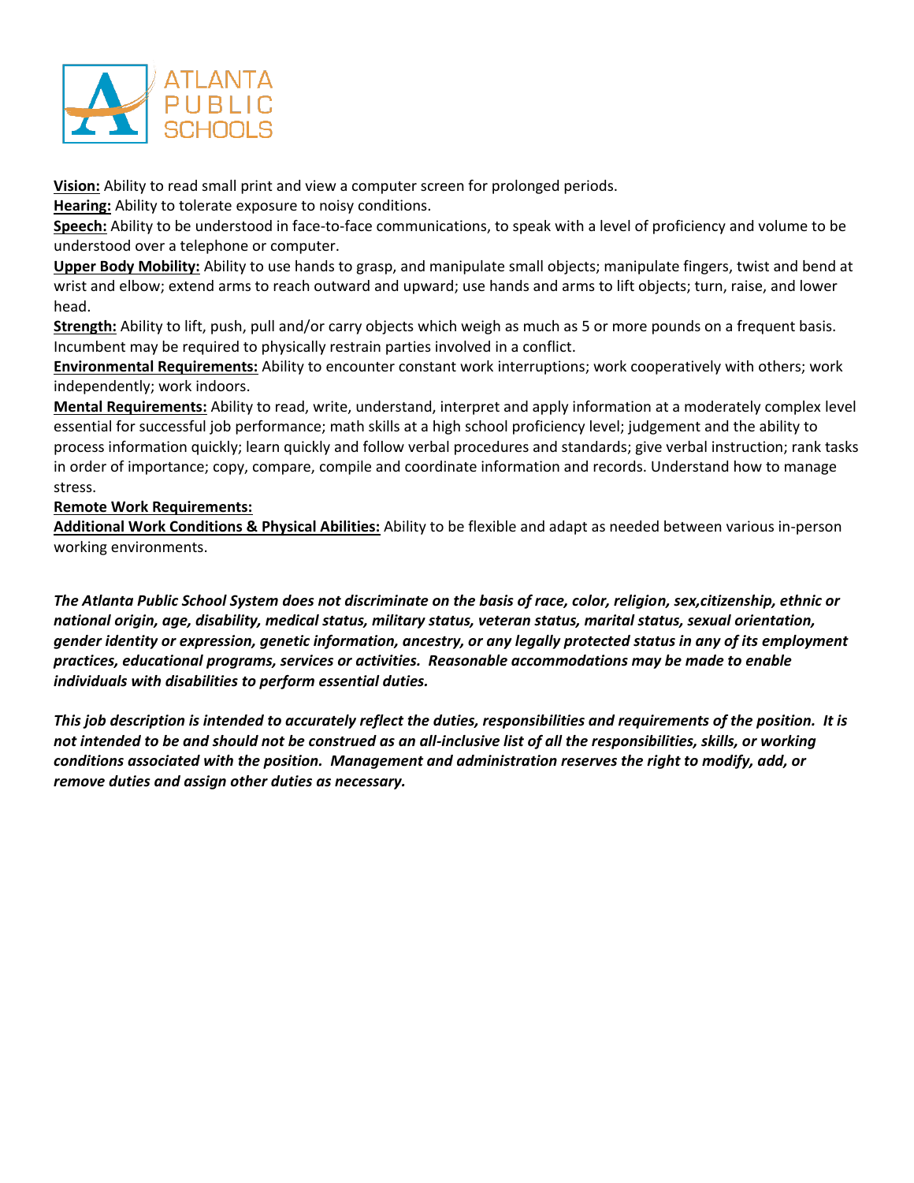**Vision:** Ability to read small print and view a computer screen for prolonged periods.
**Hearing:** Ability to tolerate exposure to noisy conditions.
**Speech:** Ability to be understood in face-to-face communications, to speak with a level of proficiency and volume to be understood over a telephone or computer.
**Upper Body Mobility:** Ability to use hands to grasp, and manipulate small objects; manipulate fingers, twist and bend at wrist and elbow; extend arms to reach outward and upward; use hands and arms to lift objects; turn, raise, and lower head.
**Strength:** Ability to lift, push, pull and/or carry objects which weigh as much as 5 or more pounds on a frequent basis. Incumbent may be required to physically restrain parties involved in a conflict.
**Environmental Requirements:** Ability to encounter constant work interruptions; work cooperatively with others; work independently; work indoors.
**Mental Requirements:** Ability to read, write, understand, interpret and apply information at a moderately complex level essential for successful job performance; math skills at a high school proficiency level; judgement and the ability to process information quickly; learn quickly and follow verbal procedures and standards; give verbal instruction; rank tasks in order of importance; copy, compare, compile and coordinate information and records. Understand how to manage stress.
**Remote Work Requirements:**
**Additional Work Conditions & Physical Abilities:** Ability to be flexible and adapt as needed between various in-person working environments.

***The Atlanta Public School System does not discriminate on the basis of race, color, religion, sex,citizenship, ethnic or national origin, age, disability, medical status, military status, veteran status, marital status, sexual orientation, gender identity or expression, genetic information, ancestry, or any legally protected status in any of its employment practices, educational programs, services or activities. Reasonable accommodations may be made to enable individuals with disabilities to perform essential duties.***

***This job description is intended to accurately reflect the duties, responsibilities and requirements of the position. It is not intended to be and should not be construed as an all-inclusive list of all the responsibilities, skills, or working conditions associated with the position. Management and administration reserves the right to modify, add, or remove duties and assign other duties as necessary.***